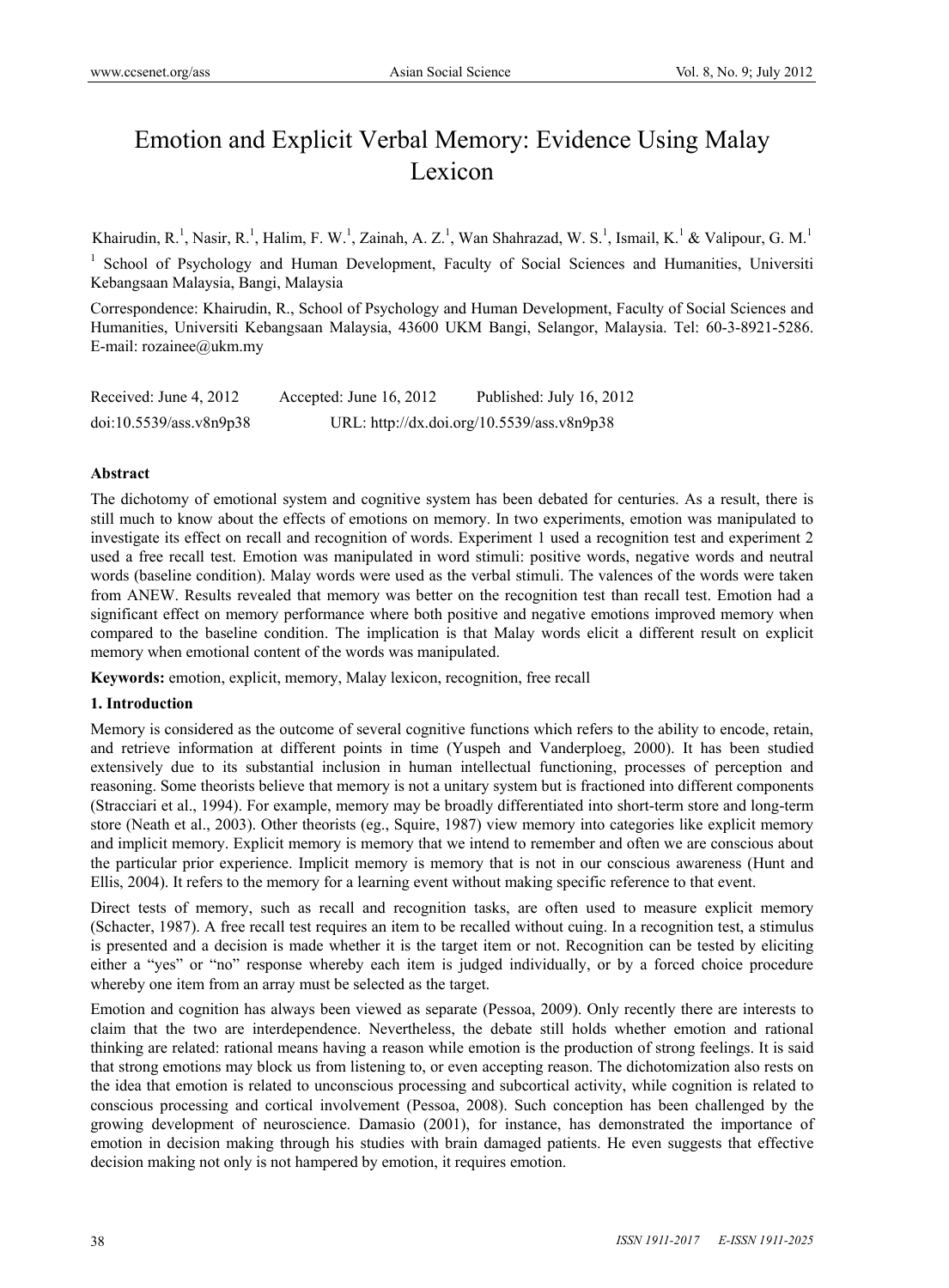# Emotion and Explicit Verbal Memory: Evidence Using Malay Lexicon

Khairudin, R.[1], Nasir, R.[1], Halim, F. W.[1], Zainah, A. Z.[1], Wan Shahrazad, W. S.[1], Ismail, K.[1] & Valipour, G. M.[1]

[1] School of Psychology and Human Development, Faculty of Social Sciences and Humanities, Universiti Kebangsaan Malaysia, Bangi, Malaysia

Correspondence: Khairudin, R., School of Psychology and Human Development, Faculty of Social Sciences and Humanities, Universiti Kebangsaan Malaysia, 43600 UKM Bangi, Selangor, Malaysia. Tel: 60-3-8921-5286. E-mail: rozainee@ukm.my

Received: June 4, 2012    Accepted: June 16, 2012    Published: July 16, 2012

doi:10.5539/ass.v8n9p38    URL: http://dx.doi.org/10.5539/ass.v8n9p38

**Abstract**

The dichotomy of emotional system and cognitive system has been debated for centuries. As a result, there is still much to know about the effects of emotions on memory. In two experiments, emotion was manipulated to investigate its effect on recall and recognition of words. Experiment 1 used a recognition test and experiment 2 used a free recall test. Emotion was manipulated in word stimuli: positive words, negative words and neutral words (baseline condition). Malay words were used as the verbal stimuli. The valences of the words were taken from ANEW. Results revealed that memory was better on the recognition test than recall test. Emotion had a significant effect on memory performance where both positive and negative emotions improved memory when compared to the baseline condition. The implication is that Malay words elicit a different result on explicit memory when emotional content of the words was manipulated.

**Keywords:** emotion, explicit, memory, Malay lexicon, recognition, free recall

## 1. Introduction

Memory is considered as the outcome of several cognitive functions which refers to the ability to encode, retain, and retrieve information at different points in time (Yuspeh and Vanderploeg, 2000). It has been studied extensively due to its substantial inclusion in human intellectual functioning, processes of perception and reasoning. Some theorists believe that memory is not a unitary system but is fractioned into different components (Stracciari et al., 1994). For example, memory may be broadly differentiated into short-term store and long-term store (Neath et al., 2003). Other theorists (eg., Squire, 1987) view memory into categories like explicit memory and implicit memory. Explicit memory is memory that we intend to remember and often we are conscious about the particular prior experience. Implicit memory is memory that is not in our conscious awareness (Hunt and Ellis, 2004). It refers to the memory for a learning event without making specific reference to that event.

Direct tests of memory, such as recall and recognition tasks, are often used to measure explicit memory (Schacter, 1987). A free recall test requires an item to be recalled without cuing. In a recognition test, a stimulus is presented and a decision is made whether it is the target item or not. Recognition can be tested by eliciting either a "yes" or "no" response whereby each item is judged individually, or by a forced choice procedure whereby one item from an array must be selected as the target.

Emotion and cognition has always been viewed as separate (Pessoa, 2009). Only recently there are interests to claim that the two are interdependence. Nevertheless, the debate still holds whether emotion and rational thinking are related: rational means having a reason while emotion is the production of strong feelings. It is said that strong emotions may block us from listening to, or even accepting reason. The dichotomization also rests on the idea that emotion is related to unconscious processing and subcortical activity, while cognition is related to conscious processing and cortical involvement (Pessoa, 2008). Such conception has been challenged by the growing development of neuroscience. Damasio (2001), for instance, has demonstrated the importance of emotion in decision making through his studies with brain damaged patients. He even suggests that effective decision making not only is not hampered by emotion, it requires emotion.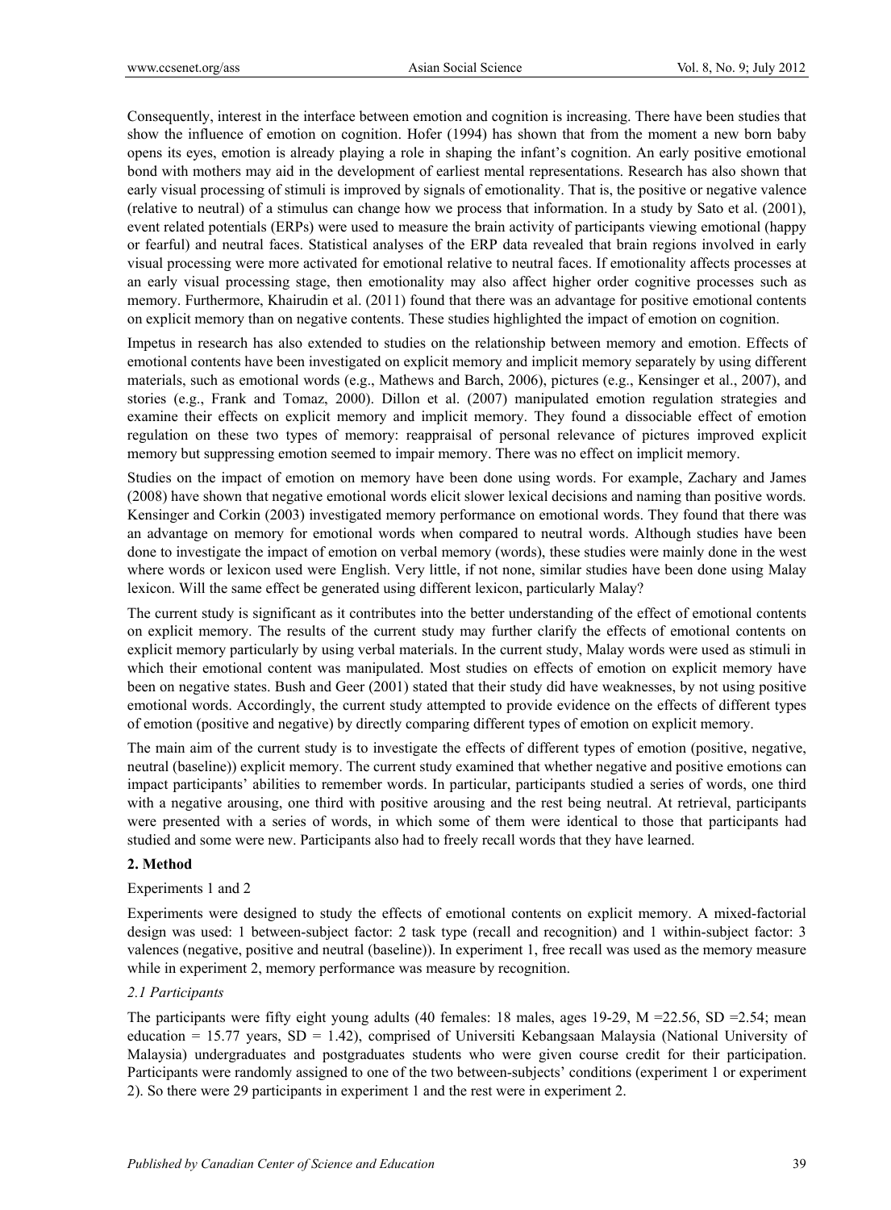Consequently, interest in the interface between emotion and cognition is increasing. There have been studies that show the influence of emotion on cognition. Hofer (1994) has shown that from the moment a new born baby opens its eyes, emotion is already playing a role in shaping the infant's cognition. An early positive emotional bond with mothers may aid in the development of earliest mental representations. Research has also shown that early visual processing of stimuli is improved by signals of emotionality. That is, the positive or negative valence (relative to neutral) of a stimulus can change how we process that information. In a study by Sato et al. (2001), event related potentials (ERPs) were used to measure the brain activity of participants viewing emotional (happy or fearful) and neutral faces. Statistical analyses of the ERP data revealed that brain regions involved in early visual processing were more activated for emotional relative to neutral faces. If emotionality affects processes at an early visual processing stage, then emotionality may also affect higher order cognitive processes such as memory. Furthermore, Khairudin et al. (2011) found that there was an advantage for positive emotional contents on explicit memory than on negative contents. These studies highlighted the impact of emotion on cognition.

Impetus in research has also extended to studies on the relationship between memory and emotion. Effects of emotional contents have been investigated on explicit memory and implicit memory separately by using different materials, such as emotional words (e.g., Mathews and Barch, 2006), pictures (e.g., Kensinger et al., 2007), and stories (e.g., Frank and Tomaz, 2000). Dillon et al. (2007) manipulated emotion regulation strategies and examine their effects on explicit memory and implicit memory. They found a dissociable effect of emotion regulation on these two types of memory: reappraisal of personal relevance of pictures improved explicit memory but suppressing emotion seemed to impair memory. There was no effect on implicit memory.

Studies on the impact of emotion on memory have been done using words. For example, Zachary and James (2008) have shown that negative emotional words elicit slower lexical decisions and naming than positive words. Kensinger and Corkin (2003) investigated memory performance on emotional words. They found that there was an advantage on memory for emotional words when compared to neutral words. Although studies have been done to investigate the impact of emotion on verbal memory (words), these studies were mainly done in the west where words or lexicon used were English. Very little, if not none, similar studies have been done using Malay lexicon. Will the same effect be generated using different lexicon, particularly Malay?

The current study is significant as it contributes into the better understanding of the effect of emotional contents on explicit memory. The results of the current study may further clarify the effects of emotional contents on explicit memory particularly by using verbal materials. In the current study, Malay words were used as stimuli in which their emotional content was manipulated. Most studies on effects of emotion on explicit memory have been on negative states. Bush and Geer (2001) stated that their study did have weaknesses, by not using positive emotional words. Accordingly, the current study attempted to provide evidence on the effects of different types of emotion (positive and negative) by directly comparing different types of emotion on explicit memory.

The main aim of the current study is to investigate the effects of different types of emotion (positive, negative, neutral (baseline)) explicit memory. The current study examined that whether negative and positive emotions can impact participants' abilities to remember words. In particular, participants studied a series of words, one third with a negative arousing, one third with positive arousing and the rest being neutral. At retrieval, participants were presented with a series of words, in which some of them were identical to those that participants had studied and some were new. Participants also had to freely recall words that they have learned.

## 2. Method

Experiments 1 and 2

Experiments were designed to study the effects of emotional contents on explicit memory. A mixed-factorial design was used: 1 between-subject factor: 2 task type (recall and recognition) and 1 within-subject factor: 3 valences (negative, positive and neutral (baseline)). In experiment 1, free recall was used as the memory measure while in experiment 2, memory performance was measure by recognition.

### *2.1 Participants*

The participants were fifty eight young adults (40 females: 18 males, ages 19-29, M =22.56, SD =2.54; mean education = 15.77 years, SD = 1.42), comprised of Universiti Kebangsaan Malaysia (National University of Malaysia) undergraduates and postgraduates students who were given course credit for their participation. Participants were randomly assigned to one of the two between-subjects' conditions (experiment 1 or experiment 2). So there were 29 participants in experiment 1 and the rest were in experiment 2.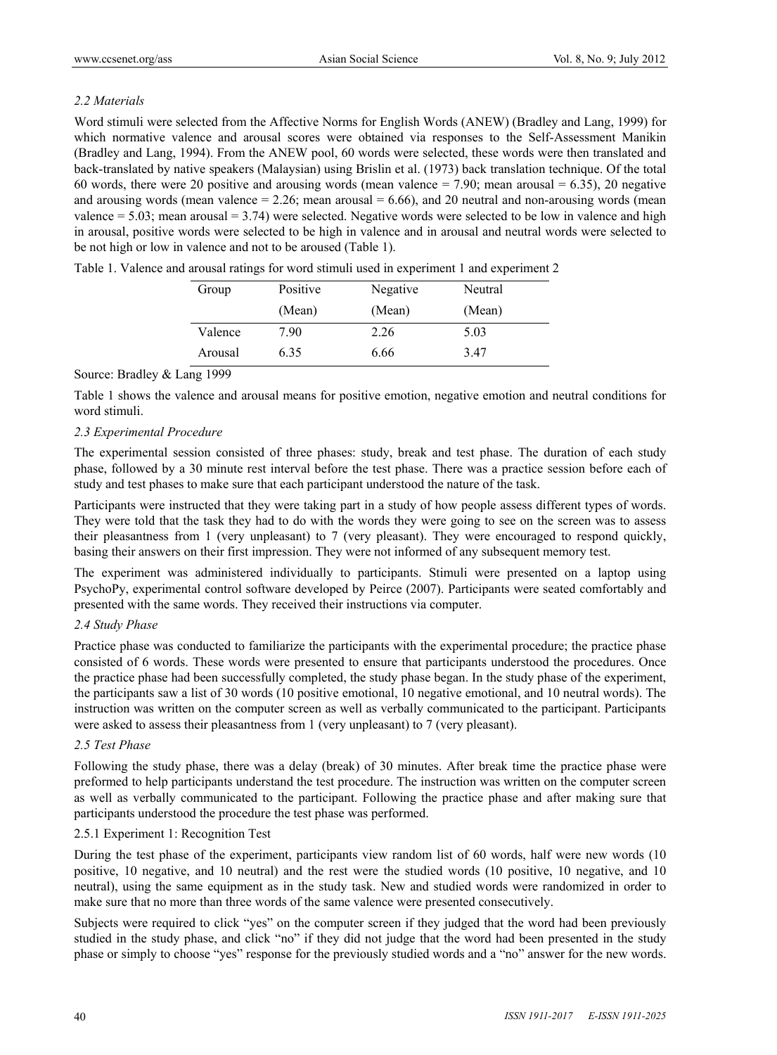*2.2 Materials*

Word stimuli were selected from the Affective Norms for English Words (ANEW) (Bradley and Lang, 1999) for which normative valence and arousal scores were obtained via responses to the Self-Assessment Manikin (Bradley and Lang, 1994). From the ANEW pool, 60 words were selected, these words were then translated and back-translated by native speakers (Malaysian) using Brislin et al. (1973) back translation technique. Of the total 60 words, there were 20 positive and arousing words (mean valence = 7.90; mean arousal = 6.35), 20 negative and arousing words (mean valence = 2.26; mean arousal = 6.66), and 20 neutral and non-arousing words (mean valence = 5.03; mean arousal = 3.74) were selected. Negative words were selected to be low in valence and high in arousal, positive words were selected to be high in valence and in arousal and neutral words were selected to be not high or low in valence and not to be aroused (Table 1).

Table 1. Valence and arousal ratings for word stimuli used in experiment 1 and experiment 2

| Group | Positive (Mean) | Negative (Mean) | Neutral (Mean) |
|---|---|---|---|
| Valence | 7.90 | 2.26 | 5.03 |
| Arousal | 6.35 | 6.66 | 3.47 |

Source: Bradley & Lang 1999

Table 1 shows the valence and arousal means for positive emotion, negative emotion and neutral conditions for word stimuli.

*2.3 Experimental Procedure*

The experimental session consisted of three phases: study, break and test phase. The duration of each study phase, followed by a 30 minute rest interval before the test phase. There was a practice session before each of study and test phases to make sure that each participant understood the nature of the task.

Participants were instructed that they were taking part in a study of how people assess different types of words. They were told that the task they had to do with the words they were going to see on the screen was to assess their pleasantness from 1 (very unpleasant) to 7 (very pleasant). They were encouraged to respond quickly, basing their answers on their first impression. They were not informed of any subsequent memory test.

The experiment was administered individually to participants. Stimuli were presented on a laptop using PsychoPy, experimental control software developed by Peirce (2007). Participants were seated comfortably and presented with the same words. They received their instructions via computer.

*2.4 Study Phase*

Practice phase was conducted to familiarize the participants with the experimental procedure; the practice phase consisted of 6 words. These words were presented to ensure that participants understood the procedures. Once the practice phase had been successfully completed, the study phase began. In the study phase of the experiment, the participants saw a list of 30 words (10 positive emotional, 10 negative emotional, and 10 neutral words). The instruction was written on the computer screen as well as verbally communicated to the participant. Participants were asked to assess their pleasantness from 1 (very unpleasant) to 7 (very pleasant).

*2.5 Test Phase*

Following the study phase, there was a delay (break) of 30 minutes. After break time the practice phase were preformed to help participants understand the test procedure. The instruction was written on the computer screen as well as verbally communicated to the participant. Following the practice phase and after making sure that participants understood the procedure the test phase was performed.

2.5.1 Experiment 1: Recognition Test

During the test phase of the experiment, participants view random list of 60 words, half were new words (10 positive, 10 negative, and 10 neutral) and the rest were the studied words (10 positive, 10 negative, and 10 neutral), using the same equipment as in the study task. New and studied words were randomized in order to make sure that no more than three words of the same valence were presented consecutively.

Subjects were required to click "yes" on the computer screen if they judged that the word had been previously studied in the study phase, and click "no" if they did not judge that the word had been presented in the study phase or simply to choose "yes" response for the previously studied words and a "no" answer for the new words.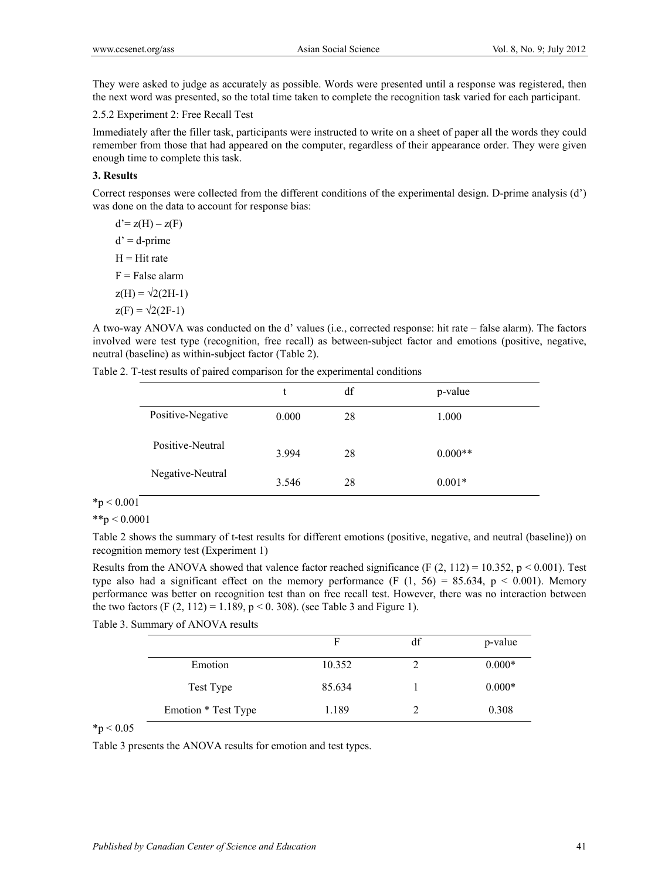They were asked to judge as accurately as possible. Words were presented until a response was registered, then the next word was presented, so the total time taken to complete the recognition task varied for each participant.

#### 2.5.2 Experiment 2: Free Recall Test

Immediately after the filler task, participants were instructed to write on a sheet of paper all the words they could remember from those that had appeared on the computer, regardless of their appearance order. They were given enough time to complete this task.

## 3. Results

Correct responses were collected from the different conditions of the experimental design. D-prime analysis (d') was done on the data to account for response bias:

$d' = z(H) - z(F)$

d' = d-prime

H = Hit rate

F = False alarm

$z(H) = \sqrt{2}(2H-1)$

$z(F) = \sqrt{2}(2F-1)$

A two-way ANOVA was conducted on the d' values (i.e., corrected response: hit rate – false alarm). The factors involved were test type (recognition, free recall) as between-subject factor and emotions (positive, negative, neutral (baseline) as within-subject factor (Table 2).

Table 2. T-test results of paired comparison for the experimental conditions

| | t | df | p-value |
|---|---|---|---|
| Positive-Negative | 0.000 | 28 | 1.000 |
| Positive-Neutral | 3.994 | 28 | 0.000** |
| Negative-Neutral | 3.546 | 28 | 0.001* |

*$p < 0.001$

**$p < 0.0001$

Table 2 shows the summary of t-test results for different emotions (positive, negative, and neutral (baseline)) on recognition memory test (Experiment 1)

Results from the ANOVA showed that valence factor reached significance ($F(2, 112) = 10.352$, $p < 0.001$). Test type also had a significant effect on the memory performance ($F(1, 56) = 85.634$, $p < 0.001$). Memory performance was better on recognition test than on free recall test. However, there was no interaction between the two factors ($F(2, 112) = 1.189$, $p < 0.308$). (see Table 3 and Figure 1).

Table 3. Summary of ANOVA results

| | F | df | p-value |
|---|---|---|---|
| Emotion | 10.352 | 2 | 0.000* |
| Test Type | 85.634 | 1 | 0.000* |
| Emotion * Test Type | 1.189 | 2 | 0.308 |

*$p < 0.05$

Table 3 presents the ANOVA results for emotion and test types.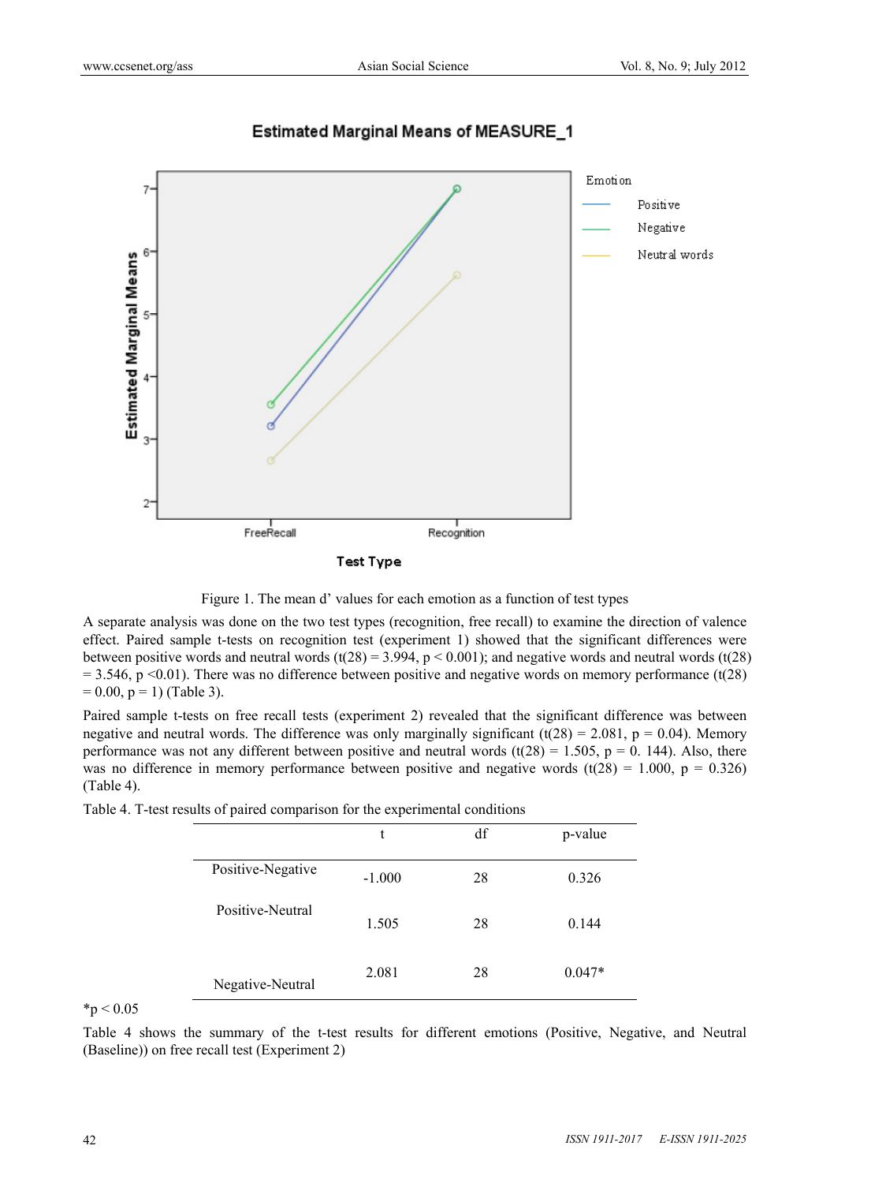Figure 1. The mean d' values for each emotion as a function of test types

A separate analysis was done on the two test types (recognition, free recall) to examine the direction of valence effect. Paired sample t-tests on recognition test (experiment 1) showed that the significant differences were between positive words and neutral words ($t(28) = 3.994$, $p < 0.001$); and negative words and neutral words ($t(28) = 3.546$, $p < 0.01$). There was no difference between positive and negative words on memory performance ($t(28) = 0.00$, $p = 1$) (Table 3).

Paired sample t-tests on free recall tests (experiment 2) revealed that the significant difference was between negative and neutral words. The difference was only marginally significant ($t(28) = 2.081$, $p = 0.04$). Memory performance was not any different between positive and neutral words ($t(28) = 1.505$, $p = 0.144$). Also, there was no difference in memory performance between positive and negative words ($t(28) = 1.000$, $p = 0.326$) (Table 4).

Table 4. T-test results of paired comparison for the experimental conditions

| | t | df | p-value |
|---|---|---|---|
| Positive-Negative | -1.000 | 28 | 0.326 |
| Positive-Neutral | 1.505 | 28 | 0.144 |
| Negative-Neutral | 2.081 | 28 | 0.047* |

*$p < 0.05$

Table 4 shows the summary of the t-test results for different emotions (Positive, Negative, and Neutral (Baseline)) on free recall test (Experiment 2)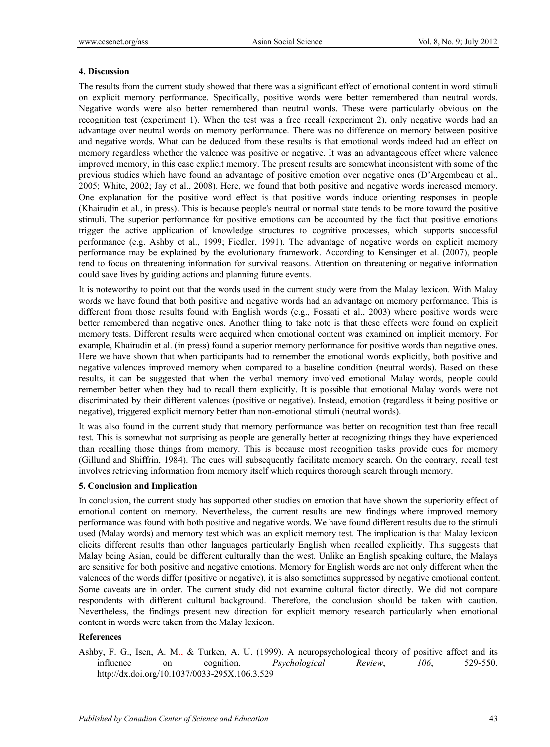## 4. Discussion

The results from the current study showed that there was a significant effect of emotional content in word stimuli on explicit memory performance. Specifically, positive words were better remembered than neutral words. Negative words were also better remembered than neutral words. These were particularly obvious on the recognition test (experiment 1). When the test was a free recall (experiment 2), only negative words had an advantage over neutral words on memory performance. There was no difference on memory between positive and negative words. What can be deduced from these results is that emotional words indeed had an effect on memory regardless whether the valence was positive or negative. It was an advantageous effect where valence improved memory, in this case explicit memory. The present results are somewhat inconsistent with some of the previous studies which have found an advantage of positive emotion over negative ones (D'Argembeau et al., 2005; White, 2002; Jay et al., 2008). Here, we found that both positive and negative words increased memory. One explanation for the positive word effect is that positive words induce orienting responses in people (Khairudin et al., in press). This is because people's neutral or normal state tends to be more toward the positive stimuli. The superior performance for positive emotions can be accounted by the fact that positive emotions trigger the active application of knowledge structures to cognitive processes, which supports successful performance (e.g. Ashby et al., 1999; Fiedler, 1991). The advantage of negative words on explicit memory performance may be explained by the evolutionary framework. According to Kensinger et al. (2007), people tend to focus on threatening information for survival reasons. Attention on threatening or negative information could save lives by guiding actions and planning future events.

It is noteworthy to point out that the words used in the current study were from the Malay lexicon. With Malay words we have found that both positive and negative words had an advantage on memory performance. This is different from those results found with English words (e.g., Fossati et al., 2003) where positive words were better remembered than negative ones. Another thing to take note is that these effects were found on explicit memory tests. Different results were acquired when emotional content was examined on implicit memory. For example, Khairudin et al. (in press) found a superior memory performance for positive words than negative ones. Here we have shown that when participants had to remember the emotional words explicitly, both positive and negative valences improved memory when compared to a baseline condition (neutral words). Based on these results, it can be suggested that when the verbal memory involved emotional Malay words, people could remember better when they had to recall them explicitly. It is possible that emotional Malay words were not discriminated by their different valences (positive or negative). Instead, emotion (regardless it being positive or negative), triggered explicit memory better than non-emotional stimuli (neutral words).

It was also found in the current study that memory performance was better on recognition test than free recall test. This is somewhat not surprising as people are generally better at recognizing things they have experienced than recalling those things from memory. This is because most recognition tasks provide cues for memory (Gillund and Shiffrin, 1984). The cues will subsequently facilitate memory search. On the contrary, recall test involves retrieving information from memory itself which requires thorough search through memory.

## 5. Conclusion and Implication

In conclusion, the current study has supported other studies on emotion that have shown the superiority effect of emotional content on memory. Nevertheless, the current results are new findings where improved memory performance was found with both positive and negative words. We have found different results due to the stimuli used (Malay words) and memory test which was an explicit memory test. The implication is that Malay lexicon elicits different results than other languages particularly English when recalled explicitly. This suggests that Malay being Asian, could be different culturally than the west. Unlike an English speaking culture, the Malays are sensitive for both positive and negative emotions. Memory for English words are not only different when the valences of the words differ (positive or negative), it is also sometimes suppressed by negative emotional content. Some caveats are in order. The current study did not examine cultural factor directly. We did not compare respondents with different cultural background. Therefore, the conclusion should be taken with caution. Nevertheless, the findings present new direction for explicit memory research particularly when emotional content in words were taken from the Malay lexicon.

## References

Ashby, F. G., Isen, A. M., & Turken, A. U. (1999). A neuropsychological theory of positive affect and its influence on cognition. *Psychological Review*, *106*, 529-550. http://dx.doi.org/10.1037/0033-295X.106.3.529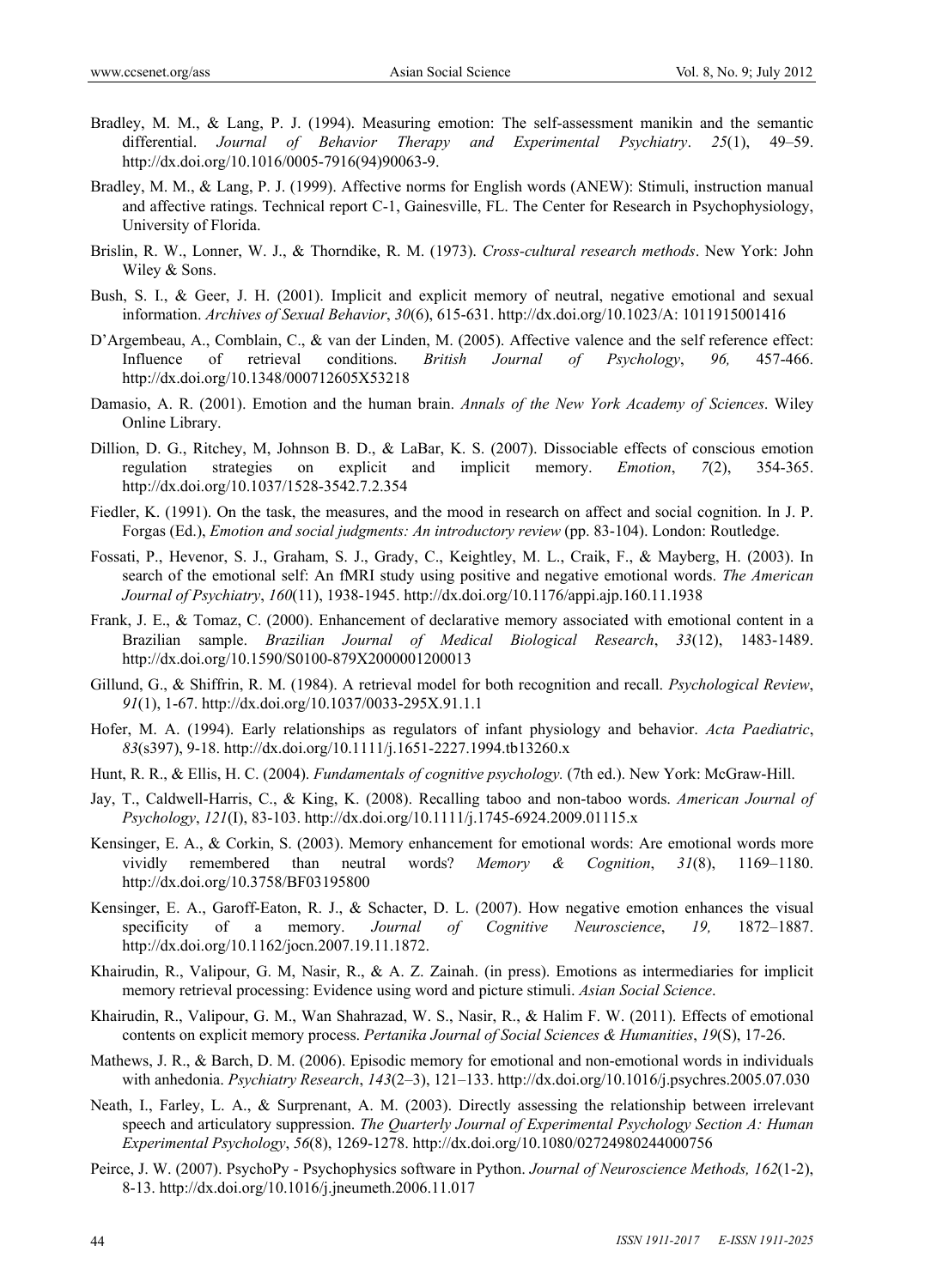Bradley, M. M., & Lang, P. J. (1994). Measuring emotion: The self-assessment manikin and the semantic differential. *Journal of Behavior Therapy and Experimental Psychiatry*. *25*(1), 49–59. http://dx.doi.org/10.1016/0005-7916(94)90063-9.

Bradley, M. M., & Lang, P. J. (1999). Affective norms for English words (ANEW): Stimuli, instruction manual and affective ratings. Technical report C-1, Gainesville, FL. The Center for Research in Psychophysiology, University of Florida.

Brislin, R. W., Lonner, W. J., & Thorndike, R. M. (1973). *Cross-cultural research methods*. New York: John Wiley & Sons.

Bush, S. I., & Geer, J. H. (2001). Implicit and explicit memory of neutral, negative emotional and sexual information. *Archives of Sexual Behavior*, *30*(6), 615-631. http://dx.doi.org/10.1023/A: 1011915001416

D'Argembeau, A., Comblain, C., & van der Linden, M. (2005). Affective valence and the self reference effect: Influence of retrieval conditions. *British Journal of Psychology*, *96,* 457-466. http://dx.doi.org/10.1348/000712605X53218

Damasio, A. R. (2001). Emotion and the human brain. *Annals of the New York Academy of Sciences*. Wiley Online Library.

Dillion, D. G., Ritchey, M, Johnson B. D., & LaBar, K. S. (2007). Dissociable effects of conscious emotion regulation strategies on explicit and implicit memory. *Emotion*, *7*(2), 354-365. http://dx.doi.org/10.1037/1528-3542.7.2.354

Fiedler, K. (1991). On the task, the measures, and the mood in research on affect and social cognition. In J. P. Forgas (Ed.), *Emotion and social judgments: An introductory review* (pp. 83-104). London: Routledge.

Fossati, P., Hevenor, S. J., Graham, S. J., Grady, C., Keightley, M. L., Craik, F., & Mayberg, H. (2003). In search of the emotional self: An fMRI study using positive and negative emotional words. *The American Journal of Psychiatry*, *160*(11), 1938-1945. http://dx.doi.org/10.1176/appi.ajp.160.11.1938

Frank, J. E., & Tomaz, C. (2000). Enhancement of declarative memory associated with emotional content in a Brazilian sample. *Brazilian Journal of Medical Biological Research*, *33*(12), 1483-1489. http://dx.doi.org/10.1590/S0100-879X2000001200013

Gillund, G., & Shiffrin, R. M. (1984). A retrieval model for both recognition and recall. *Psychological Review*, *91*(1), 1-67. http://dx.doi.org/10.1037/0033-295X.91.1.1

Hofer, M. A. (1994). Early relationships as regulators of infant physiology and behavior. *Acta Paediatric*, *83*(s397), 9-18. http://dx.doi.org/10.1111/j.1651-2227.1994.tb13260.x

Hunt, R. R., & Ellis, H. C. (2004). *Fundamentals of cognitive psychology.* (7th ed.). New York: McGraw-Hill.

Jay, T., Caldwell-Harris, C., & King, K. (2008). Recalling taboo and non-taboo words. *American Journal of Psychology*, *121*(I), 83-103. http://dx.doi.org/10.1111/j.1745-6924.2009.01115.x

Kensinger, E. A., & Corkin, S. (2003). Memory enhancement for emotional words: Are emotional words more vividly remembered than neutral words? *Memory & Cognition*, *31*(8), 1169–1180. http://dx.doi.org/10.3758/BF03195800

Kensinger, E. A., Garoff-Eaton, R. J., & Schacter, D. L. (2007). How negative emotion enhances the visual specificity of a memory. *Journal of Cognitive Neuroscience*, *19,* 1872–1887. http://dx.doi.org/10.1162/jocn.2007.19.11.1872.

Khairudin, R., Valipour, G. M, Nasir, R., & A. Z. Zainah. (in press). Emotions as intermediaries for implicit memory retrieval processing: Evidence using word and picture stimuli. *Asian Social Science*.

Khairudin, R., Valipour, G. M., Wan Shahrazad, W. S., Nasir, R., & Halim F. W. (2011). Effects of emotional contents on explicit memory process. *Pertanika Journal of Social Sciences & Humanities*, *19*(S), 17-26.

Mathews, J. R., & Barch, D. M. (2006). Episodic memory for emotional and non-emotional words in individuals with anhedonia. *Psychiatry Research*, *143*(2–3), 121–133. http://dx.doi.org/10.1016/j.psychres.2005.07.030

Neath, I., Farley, L. A., & Surprenant, A. M. (2003). Directly assessing the relationship between irrelevant speech and articulatory suppression. *The Quarterly Journal of Experimental Psychology Section A: Human Experimental Psychology*, *56*(8), 1269-1278. http://dx.doi.org/10.1080/02724980244000756

Peirce, J. W. (2007). PsychoPy - Psychophysics software in Python. *Journal of Neuroscience Methods, 162*(1-2), 8-13. http://dx.doi.org/10.1016/j.jneumeth.2006.11.017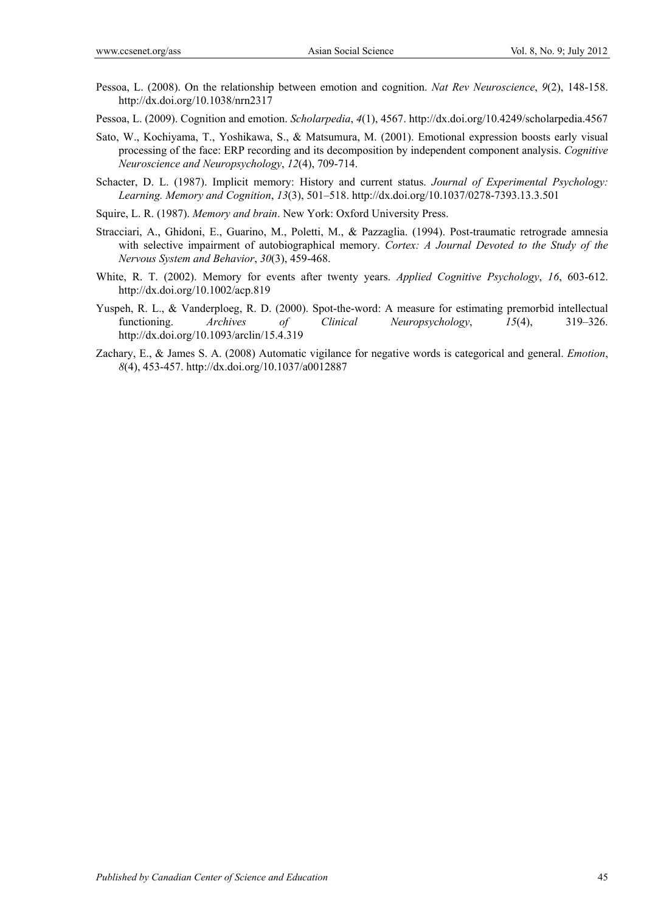Pessoa, L. (2008). On the relationship between emotion and cognition. *Nat Rev Neuroscience*, *9*(2), 148-158. http://dx.doi.org/10.1038/nrn2317

Pessoa, L. (2009). Cognition and emotion. *Scholarpedia*, *4*(1), 4567. http://dx.doi.org/10.4249/scholarpedia.4567

Sato, W., Kochiyama, T., Yoshikawa, S., & Matsumura, M. (2001). Emotional expression boosts early visual processing of the face: ERP recording and its decomposition by independent component analysis. *Cognitive Neuroscience and Neuropsychology*, *12*(4), 709-714.

Schacter, D. L. (1987). Implicit memory: History and current status. *Journal of Experimental Psychology: Learning. Memory and Cognition*, *13*(3), 501–518. http://dx.doi.org/10.1037/0278-7393.13.3.501

Squire, L. R. (1987). *Memory and brain*. New York: Oxford University Press.

Stracciari, A., Ghidoni, E., Guarino, M., Poletti, M., & Pazzaglia. (1994). Post-traumatic retrograde amnesia with selective impairment of autobiographical memory. *Cortex: A Journal Devoted to the Study of the Nervous System and Behavior*, *30*(3), 459-468.

White, R. T. (2002). Memory for events after twenty years. *Applied Cognitive Psychology*, *16*, 603-612. http://dx.doi.org/10.1002/acp.819

Yuspeh, R. L., & Vanderploeg, R. D. (2000). Spot-the-word: A measure for estimating premorbid intellectual functioning. *Archives of Clinical Neuropsychology*, *15*(4), 319–326. http://dx.doi.org/10.1093/arclin/15.4.319

Zachary, E., & James S. A. (2008) Automatic vigilance for negative words is categorical and general. *Emotion*, *8*(4), 453-457. http://dx.doi.org/10.1037/a0012887